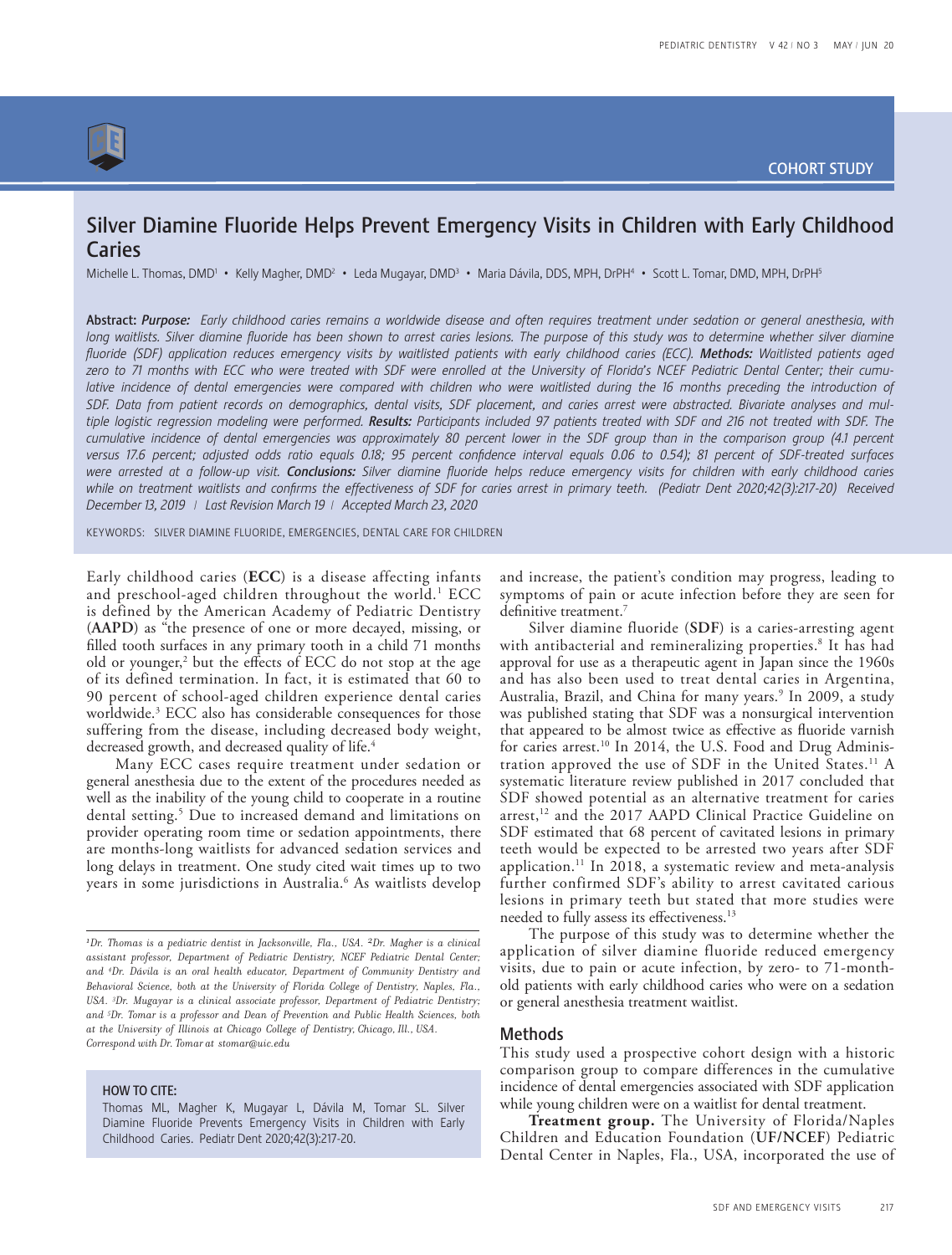COHORT STUDY

# Silver Diamine Fluoride Helps Prevent Emergency Visits in Children with Early Childhood Caries

Michelle L. Thomas, DMD[1] • Kelly Magher, DMD[2] • Leda Mugayar, DMD[3] • Maria Dávila, DDS, MPH, DrPH[4] • Scott L. Tomar, DMD, MPH, DrPH[5]

**Abstract:** ***Purpose:*** *Early childhood caries remains a worldwide disease and often requires treatment under sedation or general anesthesia, with long waitlists. Silver diamine fluoride has been shown to arrest caries lesions. The purpose of this study was to determine whether silver diamine fluoride (SDF) application reduces emergency visits by waitlisted patients with early childhood caries (ECC).* ***Methods:*** *Waitlisted patients aged zero to 71 months with ECC who were treated with SDF were enrolled at the University of Florida's NCEF Pediatric Dental Center; their cumulative incidence of dental emergencies were compared with children who were waitlisted during the 16 months preceding the introduction of SDF. Data from patient records on demographics, dental visits, SDF placement, and caries arrest were abstracted. Bivariate analyses and multiple logistic regression modeling were performed.* ***Results:*** *Participants included 97 patients treated with SDF and 216 not treated with SDF. The cumulative incidence of dental emergencies was approximately 80 percent lower in the SDF group than in the comparison group (4.1 percent versus 17.6 percent; adjusted odds ratio equals 0.18; 95 percent confidence interval equals 0.06 to 0.54); 81 percent of SDF-treated surfaces were arrested at a follow-up visit.* ***Conclusions:*** *Silver diamine fluoride helps reduce emergency visits for children with early childhood caries while on treatment waitlists and confirms the effectiveness of SDF for caries arrest in primary teeth. (Pediatr Dent 2020;42(3):217-20) Received December 13, 2019 | Last Revision March 19 | Accepted March 23, 2020*

KEYWORDS: SILVER DIAMINE FLUORIDE, EMERGENCIES, DENTAL CARE FOR CHILDREN

Early childhood caries (**ECC**) is a disease affecting infants and preschool-aged children throughout the world.[1] ECC is defined by the American Academy of Pediatric Dentistry (**AAPD**) as "the presence of one or more decayed, missing, or filled tooth surfaces in any primary tooth in a child 71 months old or younger,[2] but the effects of ECC do not stop at the age of its defined termination. In fact, it is estimated that 60 to 90 percent of school-aged children experience dental caries worldwide.[3] ECC also has considerable consequences for those suffering from the disease, including decreased body weight, decreased growth, and decreased quality of life.[4]

Many ECC cases require treatment under sedation or general anesthesia due to the extent of the procedures needed as well as the inability of the young child to cooperate in a routine dental setting.[5] Due to increased demand and limitations on provider operating room time or sedation appointments, there are months-long waitlists for advanced sedation services and long delays in treatment. One study cited wait times up to two years in some jurisdictions in Australia.[6] As waitlists develop and increase, the patient's condition may progress, leading to symptoms of pain or acute infection before they are seen for definitive treatment.[7]

Silver diamine fluoride (**SDF**) is a caries-arresting agent with antibacterial and remineralizing properties.[8] It has had approval for use as a therapeutic agent in Japan since the 1960s and has also been used to treat dental caries in Argentina, Australia, Brazil, and China for many years.[9] In 2009, a study was published stating that SDF was a nonsurgical intervention that appeared to be almost twice as effective as fluoride varnish for caries arrest.[10] In 2014, the U.S. Food and Drug Administration approved the use of SDF in the United States.[11] A systematic literature review published in 2017 concluded that SDF showed potential as an alternative treatment for caries arrest,[12] and the 2017 AAPD Clinical Practice Guideline on SDF estimated that 68 percent of cavitated lesions in primary teeth would be expected to be arrested two years after SDF application.[11] In 2018, a systematic review and meta-analysis further confirmed SDF's ability to arrest cavitated carious lesions in primary teeth but stated that more studies were needed to fully assess its effectiveness.[13]

The purpose of this study was to determine whether the application of silver diamine fluoride reduced emergency visits, due to pain or acute infection, by zero- to 71-month-old patients with early childhood caries who were on a sedation or general anesthesia treatment waitlist.

## Methods

This study used a prospective cohort design with a historic comparison group to compare differences in the cumulative incidence of dental emergencies associated with SDF application while young children were on a waitlist for dental treatment.

**Treatment group.** The University of Florida/Naples Children and Education Foundation (**UF/NCEF**) Pediatric Dental Center in Naples, Fla., USA, incorporated the use of

---

[1]*Dr. Thomas is a pediatric dentist in Jacksonville, Fla., USA.* [2]*Dr. Magher is a clinical assistant professor, Department of Pediatric Dentistry, NCEF Pediatric Dental Center; and* [4]*Dr. Dávila is an oral health educator, Department of Community Dentistry and Behavioral Science, both at the University of Florida College of Dentistry, Naples, Fla., USA.* [3]*Dr. Mugayar is a clinical associate professor, Department of Pediatric Dentistry; and* [5]*Dr. Tomar is a professor and Dean of Prevention and Public Health Sciences, both at the University of Illinois at Chicago College of Dentistry, Chicago, Ill., USA.*
*Correspond with Dr. Tomar at stomar@uic.edu*

**HOW TO CITE:**

Thomas ML, Magher K, Mugayar L, Dávila M, Tomar SL. Silver Diamine Fluoride Prevents Emergency Visits in Children with Early Childhood Caries. Pediatr Dent 2020;42(3):217-20.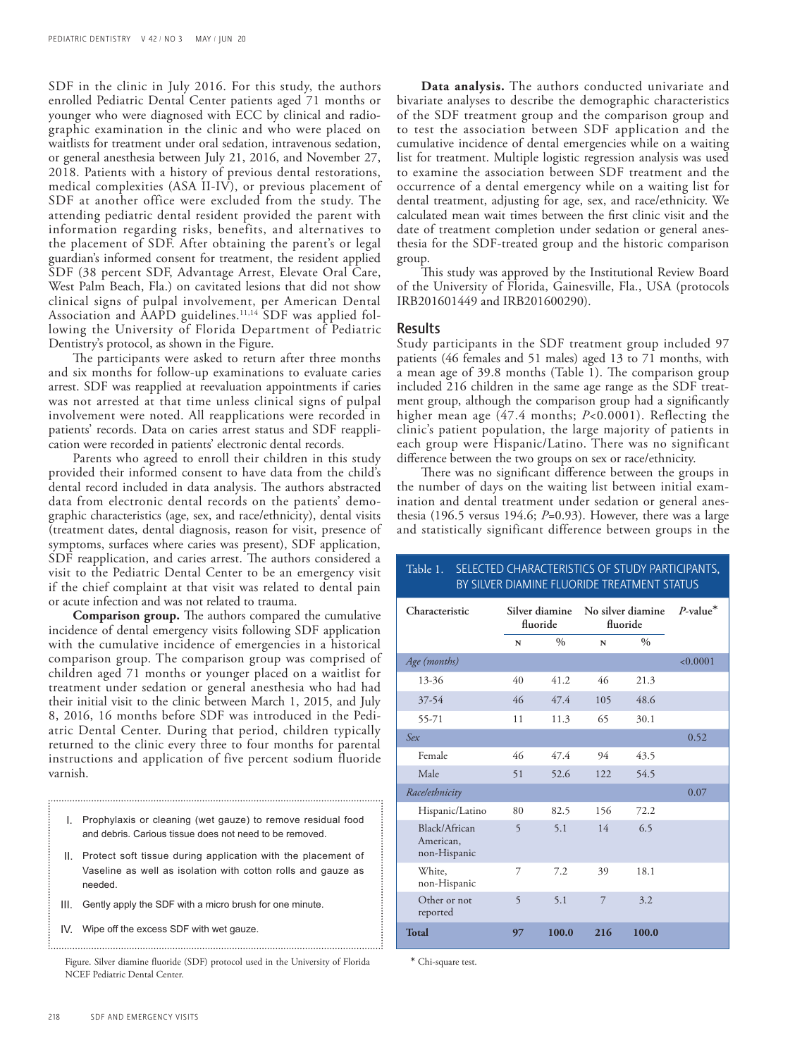SDF in the clinic in July 2016. For this study, the authors enrolled Pediatric Dental Center patients aged 71 months or younger who were diagnosed with ECC by clinical and radiographic examination in the clinic and who were placed on waitlists for treatment under oral sedation, intravenous sedation, or general anesthesia between July 21, 2016, and November 27, 2018. Patients with a history of previous dental restorations, medical complexities (ASA II-IV), or previous placement of SDF at another office were excluded from the study. The attending pediatric dental resident provided the parent with information regarding risks, benefits, and alternatives to the placement of SDF. After obtaining the parent's or legal guardian's informed consent for treatment, the resident applied SDF (38 percent SDF, Advantage Arrest, Elevate Oral Care, West Palm Beach, Fla.) on cavitated lesions that did not show clinical signs of pulpal involvement, per American Dental Association and AAPD guidelines.[11,14] SDF was applied following the University of Florida Department of Pediatric Dentistry's protocol, as shown in the Figure.

The participants were asked to return after three months and six months for follow-up examinations to evaluate caries arrest. SDF was reapplied at reevaluation appointments if caries was not arrested at that time unless clinical signs of pulpal involvement were noted. All reapplications were recorded in patients' records. Data on caries arrest status and SDF reapplication were recorded in patients' electronic dental records.

Parents who agreed to enroll their children in this study provided their informed consent to have data from the child's dental record included in data analysis. The authors abstracted data from electronic dental records on the patients' demographic characteristics (age, sex, and race/ethnicity), dental visits (treatment dates, dental diagnosis, reason for visit, presence of symptoms, surfaces where caries was present), SDF application, SDF reapplication, and caries arrest. The authors considered a visit to the Pediatric Dental Center to be an emergency visit if the chief complaint at that visit was related to dental pain or acute infection and was not related to trauma.

**Comparison group.** The authors compared the cumulative incidence of dental emergency visits following SDF application with the cumulative incidence of emergencies in a historical comparison group. The comparison group was comprised of children aged 71 months or younger placed on a waitlist for treatment under sedation or general anesthesia who had had their initial visit to the clinic between March 1, 2015, and July 8, 2016, 16 months before SDF was introduced in the Pediatric Dental Center. During that period, children typically returned to the clinic every three to four months for parental instructions and application of five percent sodium fluoride varnish.

I. Prophylaxis or cleaning (wet gauze) to remove residual food and debris. Carious tissue does not need to be removed.

II. Protect soft tissue during application with the placement of Vaseline as well as isolation with cotton rolls and gauze as needed.

III. Gently apply the SDF with a micro brush for one minute.

IV. Wipe off the excess SDF with wet gauze.

Figure. Silver diamine fluoride (SDF) protocol used in the University of Florida NCEF Pediatric Dental Center.

**Data analysis.** The authors conducted univariate and bivariate analyses to describe the demographic characteristics of the SDF treatment group and the comparison group and to test the association between SDF application and the cumulative incidence of dental emergencies while on a waiting list for treatment. Multiple logistic regression analysis was used to examine the association between SDF treatment and the occurrence of a dental emergency while on a waiting list for dental treatment, adjusting for age, sex, and race/ethnicity. We calculated mean wait times between the first clinic visit and the date of treatment completion under sedation or general anesthesia for the SDF-treated group and the historic comparison group.

This study was approved by the Institutional Review Board of the University of Florida, Gainesville, Fla., USA (protocols IRB201601449 and IRB201600290).

## Results

Study participants in the SDF treatment group included 97 patients (46 females and 51 males) aged 13 to 71 months, with a mean age of 39.8 months (Table 1). The comparison group included 216 children in the same age range as the SDF treatment group, although the comparison group had a significantly higher mean age (47.4 months; $P<0.0001$). Reflecting the clinic's patient population, the large majority of patients in each group were Hispanic/Latino. There was no significant difference between the two groups on sex or race/ethnicity.

There was no significant difference between the groups in the number of days on the waiting list between initial examination and dental treatment under sedation or general anesthesia (196.5 versus 194.6; $P=0.93$). However, there was a large and statistically significant difference between groups in the

Table 1. SELECTED CHARACTERISTICS OF STUDY PARTICIPANTS, BY SILVER DIAMINE FLUORIDE TREATMENT STATUS

| Characteristic | Silver diamine fluoride | | No silver diamine fluoride | | *P*-value* |
|---|---|---|---|---|---|
| | N | % | N | % | |
| *Age (months)* | | | | | <0.0001 |
| 13-36 | 40 | 41.2 | 46 | 21.3 | |
| 37-54 | 46 | 47.4 | 105 | 48.6 | |
| 55-71 | 11 | 11.3 | 65 | 30.1 | |
| *Sex* | | | | | 0.52 |
| Female | 46 | 47.4 | 94 | 43.5 | |
| Male | 51 | 52.6 | 122 | 54.5 | |
| *Race/ethnicity* | | | | | 0.07 |
| Hispanic/Latino | 80 | 82.5 | 156 | 72.2 | |
| Black/African American, non-Hispanic | 5 | 5.1 | 14 | 6.5 | |
| White, non-Hispanic | 7 | 7.2 | 39 | 18.1 | |
| Other or not reported | 5 | 5.1 | 7 | 3.2 | |
| **Total** | **97** | **100.0** | **216** | **100.0** | |

\* Chi-square test.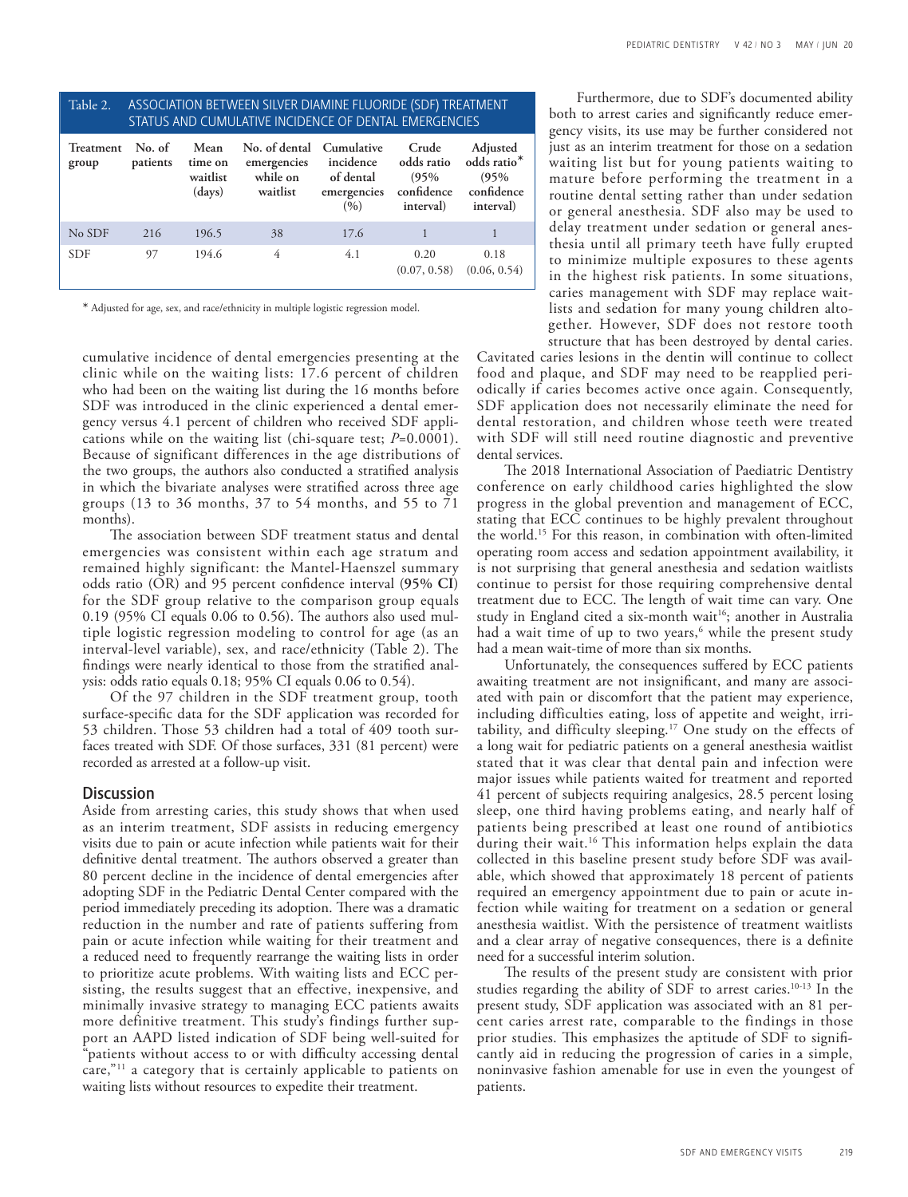Table 2. ASSOCIATION BETWEEN SILVER DIAMINE FLUORIDE (SDF) TREATMENT STATUS AND CUMULATIVE INCIDENCE OF DENTAL EMERGENCIES

| Treatment group | No. of patients | Mean time on waitlist (days) | No. of dental emergencies while on waitlist | Cumulative incidence of dental emergencies (%) | Crude odds ratio (95% confidence interval) | Adjusted odds ratio* (95% confidence interval) |
|---|---|---|---|---|---|---|
| No SDF | 216 | 196.5 | 38 | 17.6 | 1 | 1 |
| SDF | 97 | 194.6 | 4 | 4.1 | 0.20 (0.07, 0.58) | 0.18 (0.06, 0.54) |

* Adjusted for age, sex, and race/ethnicity in multiple logistic regression model.

cumulative incidence of dental emergencies presenting at the clinic while on the waiting lists: 17.6 percent of children who had been on the waiting list during the 16 months before SDF was introduced in the clinic experienced a dental emergency versus 4.1 percent of children who received SDF applications while on the waiting list (chi-square test; $P$=0.0001). Because of significant differences in the age distributions of the two groups, the authors also conducted a stratified analysis in which the bivariate analyses were stratified across three age groups (13 to 36 months, 37 to 54 months, and 55 to 71 months).

The association between SDF treatment status and dental emergencies was consistent within each age stratum and remained highly significant: the Mantel-Haenszel summary odds ratio (OR) and 95 percent confidence interval (**95% CI**) for the SDF group relative to the comparison group equals 0.19 (95% CI equals 0.06 to 0.56). The authors also used multiple logistic regression modeling to control for age (as an interval-level variable), sex, and race/ethnicity (Table 2). The findings were nearly identical to those from the stratified analysis: odds ratio equals 0.18; 95% CI equals 0.06 to 0.54).

Of the 97 children in the SDF treatment group, tooth surface-specific data for the SDF application was recorded for 53 children. Those 53 children had a total of 409 tooth surfaces treated with SDF. Of those surfaces, 331 (81 percent) were recorded as arrested at a follow-up visit.

## Discussion

Aside from arresting caries, this study shows that when used as an interim treatment, SDF assists in reducing emergency visits due to pain or acute infection while patients wait for their definitive dental treatment. The authors observed a greater than 80 percent decline in the incidence of dental emergencies after adopting SDF in the Pediatric Dental Center compared with the period immediately preceding its adoption. There was a dramatic reduction in the number and rate of patients suffering from pain or acute infection while waiting for their treatment and a reduced need to frequently rearrange the waiting lists in order to prioritize acute problems. With waiting lists and ECC persisting, the results suggest that an effective, inexpensive, and minimally invasive strategy to managing ECC patients awaits more definitive treatment. This study's findings further support an AAPD listed indication of SDF being well-suited for "patients without access to or with difficulty accessing dental care,"[11] a category that is certainly applicable to patients on waiting lists without resources to expedite their treatment.

Furthermore, due to SDF's documented ability both to arrest caries and significantly reduce emergency visits, its use may be further considered not just as an interim treatment for those on a sedation waiting list but for young patients waiting to mature before performing the treatment in a routine dental setting rather than under sedation or general anesthesia. SDF also may be used to delay treatment under sedation or general anesthesia until all primary teeth have fully erupted to minimize multiple exposures to these agents in the highest risk patients. In some situations, caries management with SDF may replace waitlists and sedation for many young children altogether. However, SDF does not restore tooth structure that has been destroyed by dental caries. Cavitated caries lesions in the dentin will continue to collect food and plaque, and SDF may need to be reapplied periodically if caries becomes active once again. Consequently, SDF application does not necessarily eliminate the need for dental restoration, and children whose teeth were treated with SDF will still need routine diagnostic and preventive dental services.

The 2018 International Association of Paediatric Dentistry conference on early childhood caries highlighted the slow progress in the global prevention and management of ECC, stating that ECC continues to be highly prevalent throughout the world.[15] For this reason, in combination with often-limited operating room access and sedation appointment availability, it is not surprising that general anesthesia and sedation waitlists continue to persist for those requiring comprehensive dental treatment due to ECC. The length of wait time can vary. One study in England cited a six-month wait[16]; another in Australia had a wait time of up to two years,[6] while the present study had a mean wait-time of more than six months.

Unfortunately, the consequences suffered by ECC patients awaiting treatment are not insignificant, and many are associated with pain or discomfort that the patient may experience, including difficulties eating, loss of appetite and weight, irritability, and difficulty sleeping.[17] One study on the effects of a long wait for pediatric patients on a general anesthesia waitlist stated that it was clear that dental pain and infection were major issues while patients waited for treatment and reported 41 percent of subjects requiring analgesics, 28.5 percent losing sleep, one third having problems eating, and nearly half of patients being prescribed at least one round of antibiotics during their wait.[16] This information helps explain the data collected in this baseline present study before SDF was available, which showed that approximately 18 percent of patients required an emergency appointment due to pain or acute infection while waiting for treatment on a sedation or general anesthesia waitlist. With the persistence of treatment waitlists and a clear array of negative consequences, there is a definite need for a successful interim solution.

The results of the present study are consistent with prior studies regarding the ability of SDF to arrest caries.[10-13] In the present study, SDF application was associated with an 81 percent caries arrest rate, comparable to the findings in those prior studies. This emphasizes the aptitude of SDF to significantly aid in reducing the progression of caries in a simple, noninvasive fashion amenable for use in even the youngest of patients.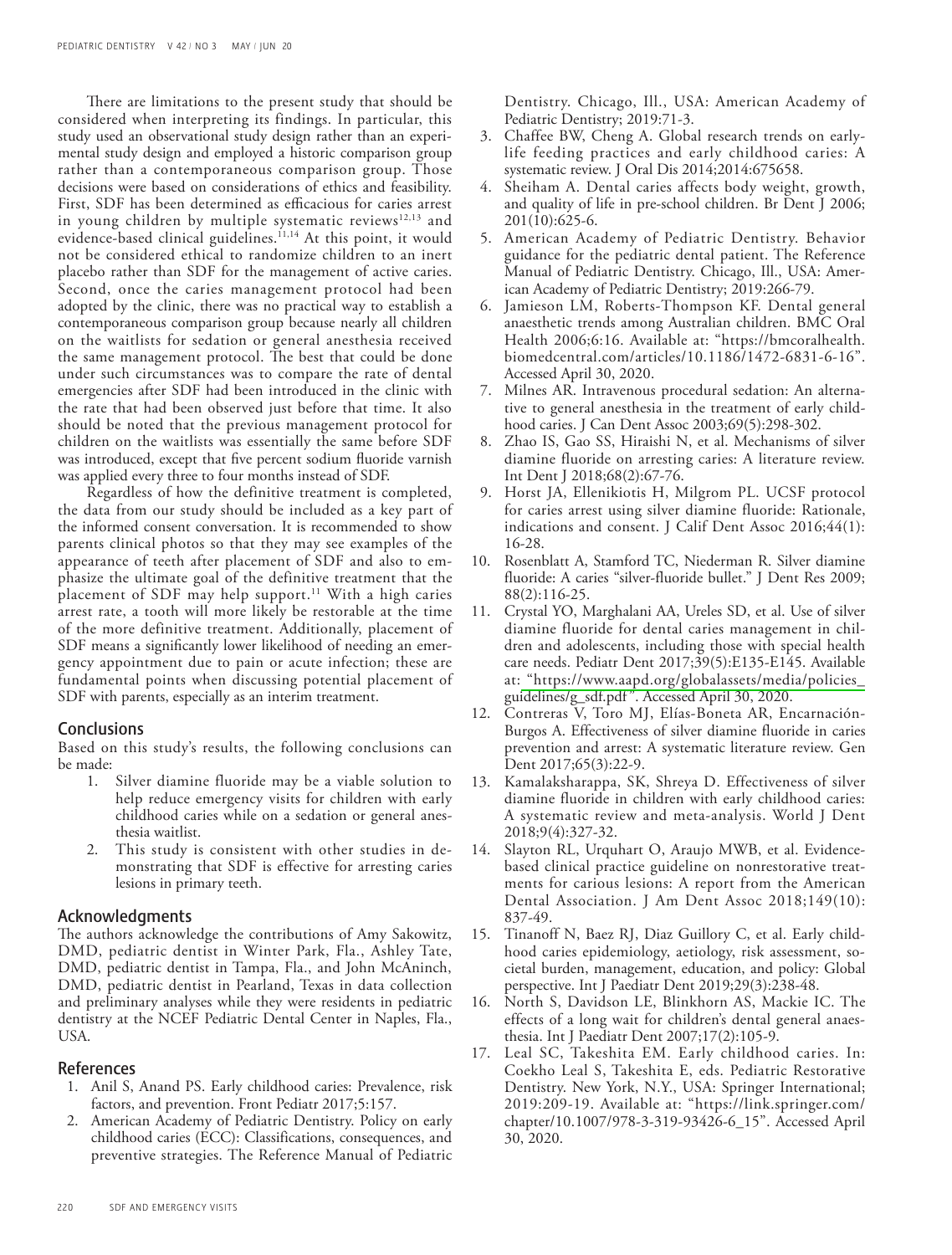There are limitations to the present study that should be considered when interpreting its findings. In particular, this study used an observational study design rather than an experimental study design and employed a historic comparison group rather than a contemporaneous comparison group. Those decisions were based on considerations of ethics and feasibility. First, SDF has been determined as efficacious for caries arrest in young children by multiple systematic reviews[12,13] and evidence-based clinical guidelines.[11,14] At this point, it would not be considered ethical to randomize children to an inert placebo rather than SDF for the management of active caries. Second, once the caries management protocol had been adopted by the clinic, there was no practical way to establish a contemporaneous comparison group because nearly all children on the waitlists for sedation or general anesthesia received the same management protocol. The best that could be done under such circumstances was to compare the rate of dental emergencies after SDF had been introduced in the clinic with the rate that had been observed just before that time. It also should be noted that the previous management protocol for children on the waitlists was essentially the same before SDF was introduced, except that five percent sodium fluoride varnish was applied every three to four months instead of SDF.

Regardless of how the definitive treatment is completed, the data from our study should be included as a key part of the informed consent conversation. It is recommended to show parents clinical photos so that they may see examples of the appearance of teeth after placement of SDF and also to emphasize the ultimate goal of the definitive treatment that the placement of SDF may help support.[11] With a high caries arrest rate, a tooth will more likely be restorable at the time of the more definitive treatment. Additionally, placement of SDF means a significantly lower likelihood of needing an emergency appointment due to pain or acute infection; these are fundamental points when discussing potential placement of SDF with parents, especially as an interim treatment.

## Conclusions

Based on this study's results, the following conclusions can be made:

1. Silver diamine fluoride may be a viable solution to help reduce emergency visits for children with early childhood caries while on a sedation or general anesthesia waitlist.
2. This study is consistent with other studies in demonstrating that SDF is effective for arresting caries lesions in primary teeth.

## Acknowledgments

The authors acknowledge the contributions of Amy Sakowitz, DMD, pediatric dentist in Winter Park, Fla., Ashley Tate, DMD, pediatric dentist in Tampa, Fla., and John McAninch, DMD, pediatric dentist in Pearland, Texas in data collection and preliminary analyses while they were residents in pediatric dentistry at the NCEF Pediatric Dental Center in Naples, Fla., USA.

## References

1. Anil S, Anand PS. Early childhood caries: Prevalence, risk factors, and prevention. Front Pediatr 2017;5:157.
2. American Academy of Pediatric Dentistry. Policy on early childhood caries (ECC): Classifications, consequences, and preventive strategies. The Reference Manual of Pediatric Dentistry. Chicago, Ill., USA: American Academy of Pediatric Dentistry; 2019:71-3.
3. Chaffee BW, Cheng A. Global research trends on early-life feeding practices and early childhood caries: A systematic review. J Oral Dis 2014;2014:675658.
4. Sheiham A. Dental caries affects body weight, growth, and quality of life in pre-school children. Br Dent J 2006; 201(10):625-6.
5. American Academy of Pediatric Dentistry. Behavior guidance for the pediatric dental patient. The Reference Manual of Pediatric Dentistry. Chicago, Ill., USA: American Academy of Pediatric Dentistry; 2019:266-79.
6. Jamieson LM, Roberts-Thompson KF. Dental general anaesthetic trends among Australian children. BMC Oral Health 2006;6:16. Available at: "https://bmcoralhealth.biomedcentral.com/articles/10.1186/1472-6831-6-16". Accessed April 30, 2020.
7. Milnes AR. Intravenous procedural sedation: An alternative to general anesthesia in the treatment of early childhood caries. J Can Dent Assoc 2003;69(5):298-302.
8. Zhao IS, Gao SS, Hiraishi N, et al. Mechanisms of silver diamine fluoride on arresting caries: A literature review. Int Dent J 2018;68(2):67-76.
9. Horst JA, Ellenikiotis H, Milgrom PL. UCSF protocol for caries arrest using silver diamine fluoride: Rationale, indications and consent. J Calif Dent Assoc 2016;44(1): 16-28.
10. Rosenblatt A, Stamford TC, Niederman R. Silver diamine fluoride: A caries "silver-fluoride bullet." J Dent Res 2009; 88(2):116-25.
11. Crystal YO, Marghalani AA, Ureles SD, et al. Use of silver diamine fluoride for dental caries management in children and adolescents, including those with special health care needs. Pediatr Dent 2017;39(5):E135-E145. Available at: "https://www.aapd.org/globalassets/media/policies_guidelines/g_sdf.pdf". Accessed April 30, 2020.
12. Contreras V, Toro MJ, Elías-Boneta AR, Encarnación-Burgos A. Effectiveness of silver diamine fluoride in caries prevention and arrest: A systematic literature review. Gen Dent 2017;65(3):22-9.
13. Kamalaksharappa, SK, Shreya D. Effectiveness of silver diamine fluoride in children with early childhood caries: A systematic review and meta-analysis. World J Dent 2018;9(4):327-32.
14. Slayton RL, Urquhart O, Araujo MWB, et al. Evidence-based clinical practice guideline on nonrestorative treatments for carious lesions: A report from the American Dental Association. J Am Dent Assoc 2018;149(10): 837-49.
15. Tinanoff N, Baez RJ, Diaz Guillory C, et al. Early childhood caries epidemiology, aetiology, risk assessment, societal burden, management, education, and policy: Global perspective. Int J Paediatr Dent 2019;29(3):238-48.
16. North S, Davidson LE, Blinkhorn AS, Mackie IC. The effects of a long wait for children's dental general anaesthesia. Int J Paediatr Dent 2007;17(2):105-9.
17. Leal SC, Takeshita EM. Early childhood caries. In: Coekho Leal S, Takeshita E, eds. Pediatric Restorative Dentistry. New York, N.Y., USA: Springer International; 2019:209-19. Available at: "https://link.springer.com/chapter/10.1007/978-3-319-93426-6_15". Accessed April 30, 2020.